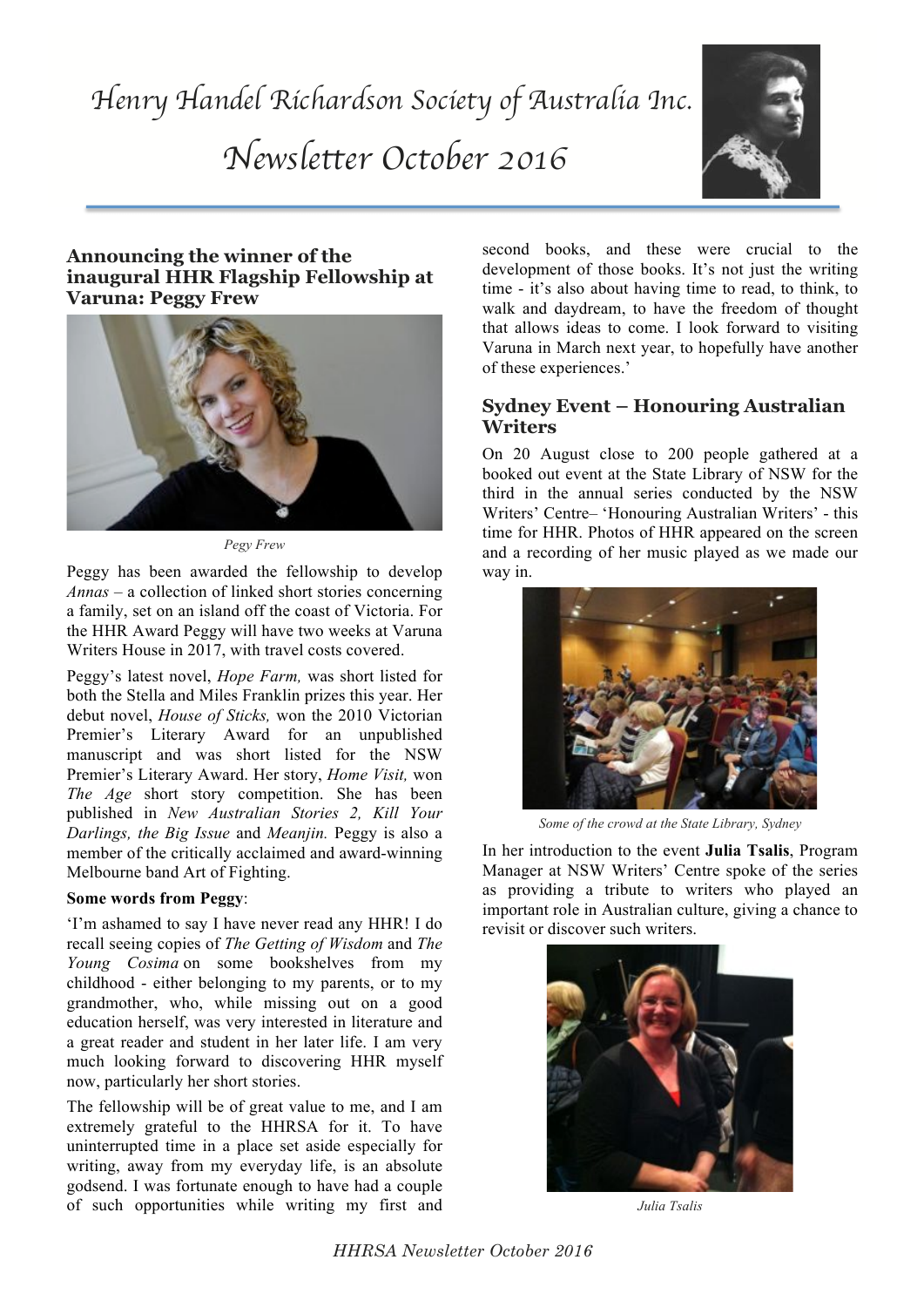# Henry Handel Richardson Society of Australia Inc.

# Newsletter October 2016

## Announcing the winner of the inaugural HHR Flagship Fellowship at Varuna: Peggy Frew

*Pegy Frew*

Peggy has been awarded the fellowship to develop *Annas* – a collection of linked short stories concerning a family, set on an island off the coast of Victoria. For the HHR Award Peggy will have two weeks at Varuna Writers House in 2017, with travel costs covered.

Peggy's latest novel, *Hope Farm,* was short listed for both the Stella and Miles Franklin prizes this year. Her debut novel, *House of Sticks,* won the 2010 Victorian Premier's Literary Award for an unpublished manuscript and was short listed for the NSW Premier's Literary Award. Her story, *Home Visit,* won *The Age* short story competition. She has been published in *New Australian Stories 2, Kill Your Darlings, the Big Issue* and *Meanjin.* Peggy is also a member of the critically acclaimed and award-winning Melbourne band Art of Fighting.

**Some words from Peggy**:

'I'm ashamed to say I have never read any HHR! I do recall seeing copies of *The Getting of Wisdom* and *The Young Cosima* on some bookshelves from my childhood - either belonging to my parents, or to my grandmother, who, while missing out on a good education herself, was very interested in literature and a great reader and student in her later life. I am very much looking forward to discovering HHR myself now, particularly her short stories.

The fellowship will be of great value to me, and I am extremely grateful to the HHRSA for it. To have uninterrupted time in a place set aside especially for writing, away from my everyday life, is an absolute godsend. I was fortunate enough to have had a couple of such opportunities while writing my first and second books, and these were crucial to the development of those books. It's not just the writing time - it's also about having time to read, to think, to walk and daydream, to have the freedom of thought that allows ideas to come. I look forward to visiting Varuna in March next year, to hopefully have another of these experiences.'

## Sydney Event – Honouring Australian Writers

On 20 August close to 200 people gathered at a booked out event at the State Library of NSW for the third in the annual series conducted by the NSW Writers' Centre– 'Honouring Australian Writers' - this time for HHR. Photos of HHR appeared on the screen and a recording of her music played as we made our way in.

*Some of the crowd at the State Library, Sydney*

In her introduction to the event **Julia Tsalis**, Program Manager at NSW Writers' Centre spoke of the series as providing a tribute to writers who played an important role in Australian culture, giving a chance to revisit or discover such writers.

*Julia Tsalis*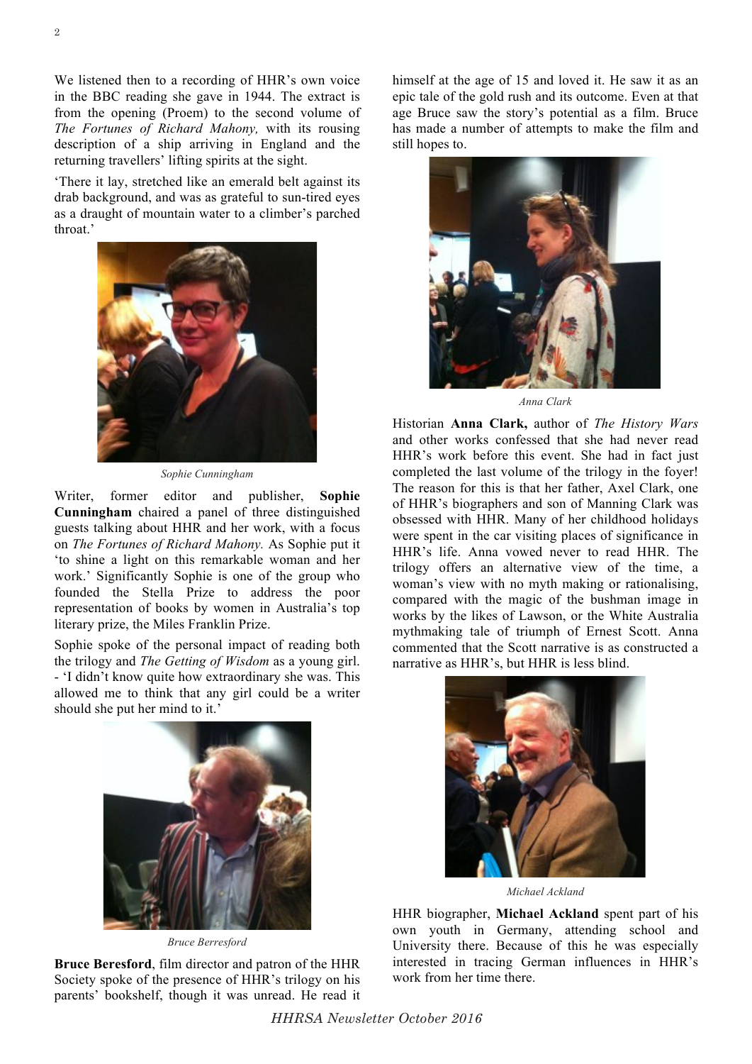We listened then to a recording of HHR's own voice in the BBC reading she gave in 1944. The extract is from the opening (Proem) to the second volume of *The Fortunes of Richard Mahony,* with its rousing description of a ship arriving in England and the returning travellers' lifting spirits at the sight.

'There it lay, stretched like an emerald belt against its drab background, and was as grateful to sun-tired eyes as a draught of mountain water to a climber's parched throat.'

*Sophie Cunningham*

Writer, former editor and publisher, **Sophie Cunningham** chaired a panel of three distinguished guests talking about HHR and her work, with a focus on *The Fortunes of Richard Mahony.* As Sophie put it 'to shine a light on this remarkable woman and her work.' Significantly Sophie is one of the group who founded the Stella Prize to address the poor representation of books by women in Australia's top literary prize, the Miles Franklin Prize.

Sophie spoke of the personal impact of reading both the trilogy and *The Getting of Wisdom* as a young girl. - 'I didn't know quite how extraordinary she was. This allowed me to think that any girl could be a writer should she put her mind to it.'

*Bruce Berresford*

**Bruce Beresford**, film director and patron of the HHR Society spoke of the presence of HHR's trilogy on his parents' bookshelf, though it was unread. He read it himself at the age of 15 and loved it. He saw it as an epic tale of the gold rush and its outcome. Even at that age Bruce saw the story's potential as a film. Bruce has made a number of attempts to make the film and still hopes to.

*Anna Clark*

Historian **Anna Clark,** author of *The History Wars* and other works confessed that she had never read HHR's work before this event. She had in fact just completed the last volume of the trilogy in the foyer! The reason for this is that her father, Axel Clark, one of HHR's biographers and son of Manning Clark was obsessed with HHR. Many of her childhood holidays were spent in the car visiting places of significance in HHR's life. Anna vowed never to read HHR. The trilogy offers an alternative view of the time, a woman's view with no myth making or rationalising, compared with the magic of the bushman image in works by the likes of Lawson, or the White Australia mythmaking tale of triumph of Ernest Scott. Anna commented that the Scott narrative is as constructed a narrative as HHR's, but HHR is less blind.

*Michael Ackland*

HHR biographer, **Michael Ackland** spent part of his own youth in Germany, attending school and University there. Because of this he was especially interested in tracing German influences in HHR's work from her time there.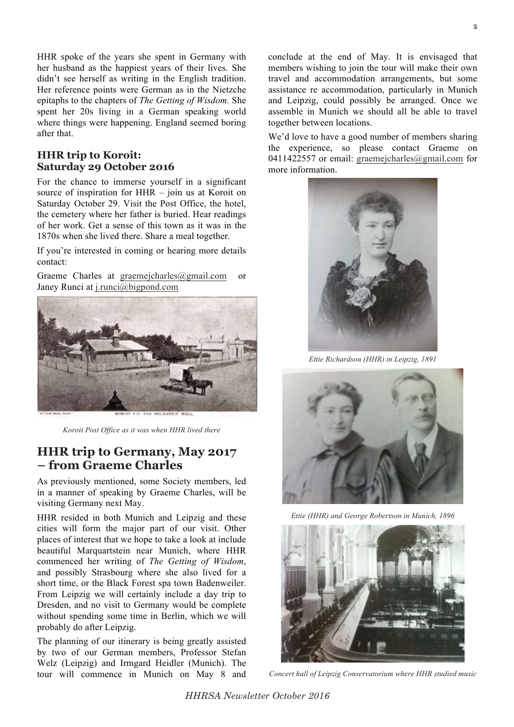HHR spoke of the years she spent in Germany with her husband as the happiest years of their lives. She didn't see herself as writing in the English tradition. Her reference points were German as in the Nietzche epitaphs to the chapters of *The Getting of Wisdom.* She spent her 20s living in a German speaking world where things were happening. England seemed boring after that.

### HHR trip to Koroit: Saturday 29 October 2016

For the chance to immerse yourself in a significant source of inspiration for HHR – join us at Koroit on Saturday October 29. Visit the Post Office, the hotel, the cemetery where her father is buried. Hear readings of her work. Get a sense of this town as it was in the 1870s when she lived there. Share a meal together.

If you're interested in coming or hearing more details contact:

Graeme Charles at graemejcharles@gmail.com or Janey Runci at j.runci@bigpond.com

*Koroit Post Office as it was when HHR lived there*

## HHR trip to Germany, May 2017 – from Graeme Charles

As previously mentioned, some Society members, led in a manner of speaking by Graeme Charles, will be visiting Germany next May.

HHR resided in both Munich and Leipzig and these cities will form the major part of our visit. Other places of interest that we hope to take a look at include beautiful Marquartstein near Munich, where HHR commenced her writing of *The Getting of Wisdom*, and possibly Strasbourg where she also lived for a short time, or the Black Forest spa town Badenweiler. From Leipzig we will certainly include a day trip to Dresden, and no visit to Germany would be complete without spending some time in Berlin, which we will probably do after Leipzig.

The planning of our itinerary is being greatly assisted by two of our German members, Professor Stefan Welz (Leipzig) and Irmgard Heidler (Munich). The tour will commence in Munich on May 8 and conclude at the end of May. It is envisaged that members wishing to join the tour will make their own travel and accommodation arrangements, but some assistance re accommodation, particularly in Munich and Leipzig, could possibly be arranged. Once we assemble in Munich we should all be able to travel together between locations.

We'd love to have a good number of members sharing the experience, so please contact Graeme on 0411422557 or email: graemejcharles@gmail.com for more information.

*Ettie Richardson (HHR) in Leipzig, 1891*

*Ettie (HHR) and George Robertson in Munich, 1896*

*Concert hall of Leipzig Conservatorium where HHR studied music*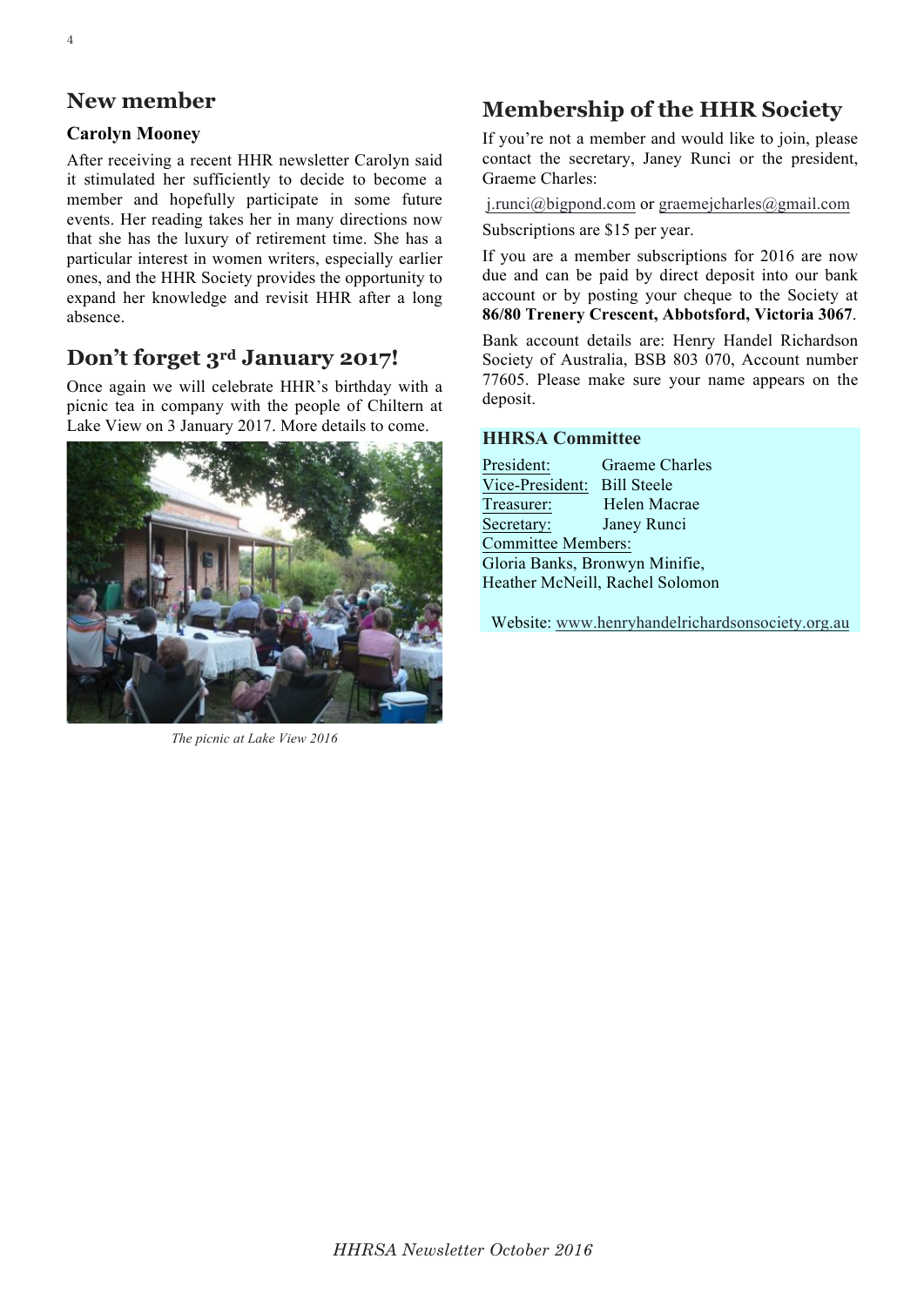## New member

### Carolyn Mooney

After receiving a recent HHR newsletter Carolyn said it stimulated her sufficiently to decide to become a member and hopefully participate in some future events. Her reading takes her in many directions now that she has the luxury of retirement time. She has a particular interest in women writers, especially earlier ones, and the HHR Society provides the opportunity to expand her knowledge and revisit HHR after a long absence.

## Don't forget 3rd January 2017!

Once again we will celebrate HHR's birthday with a picnic tea in company with the people of Chiltern at Lake View on 3 January 2017. More details to come.

*The picnic at Lake View 2016*

## Membership of the HHR Society

If you're not a member and would like to join, please contact the secretary, Janey Runci or the president, Graeme Charles:

j.runci@bigpond.com or graemejcharles@gmail.com

Subscriptions are $15 per year.

If you are a member subscriptions for 2016 are now due and can be paid by direct deposit into our bank account or by posting your cheque to the Society at **86/80 Trenery Crescent, Abbotsford, Victoria 3067**.

Bank account details are: Henry Handel Richardson Society of Australia, BSB 803 070, Account number 77605. Please make sure your name appears on the deposit.

### HHRSA Committee

President: Graeme Charles
Vice-President: Bill Steele
Treasurer: Helen Macrae
Secretary: Janey Runci
Committee Members:
Gloria Banks, Bronwyn Minifie,
Heather McNeill, Rachel Solomon

Website: www.henryhandelrichardsonsociety.org.au